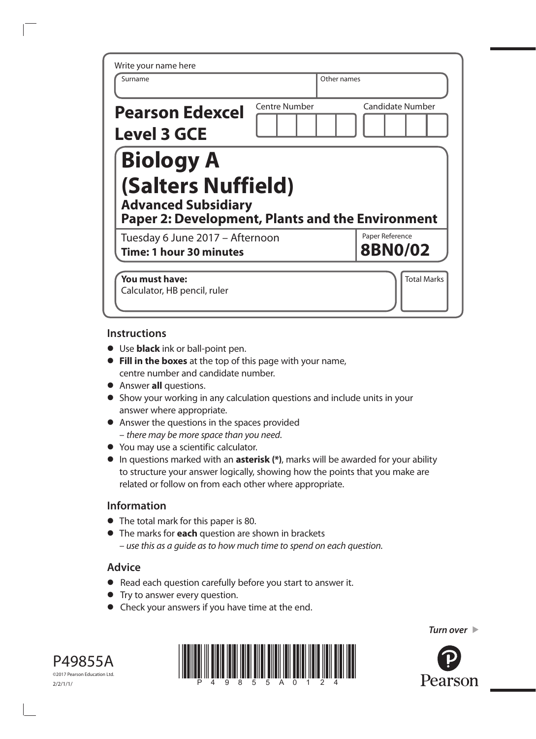Write your name here

| Surname | Other names |
|---|---|
| | |

**Pearson Edexcel Level 3 GCE**

Centre Number | Candidate Number

# Biology A (Salters Nuffield)

## Advanced Subsidiary

## Paper 2: Development, Plants and the Environment

Tuesday 6 June 2017 – Afternoon
**Time: 1 hour 30 minutes**

Paper Reference **8BN0/02**

**You must have:**
Calculator, HB pencil, ruler

Total Marks

## Instructions

- Use **black** ink or ball-point pen.
- **Fill in the boxes** at the top of this page with your name, centre number and candidate number.
- Answer **all** questions.
- Show your working in any calculation questions and include units in your answer where appropriate.
- Answer the questions in the spaces provided – *there may be more space than you need*.
- You may use a scientific calculator.
- In questions marked with an **asterisk (*)**, marks will be awarded for your ability to structure your answer logically, showing how the points that you make are related or follow on from each other where appropriate.

## Information

- The total mark for this paper is 80.
- The marks for **each** question are shown in brackets – *use this as a guide as to how much time to spend on each question.*

## Advice

- Read each question carefully before you start to answer it.
- Try to answer every question.
- Check your answers if you have time at the end.

*Turn over* ▶

P49855A
©2017 Pearson Education Ltd.
2/2/1/1/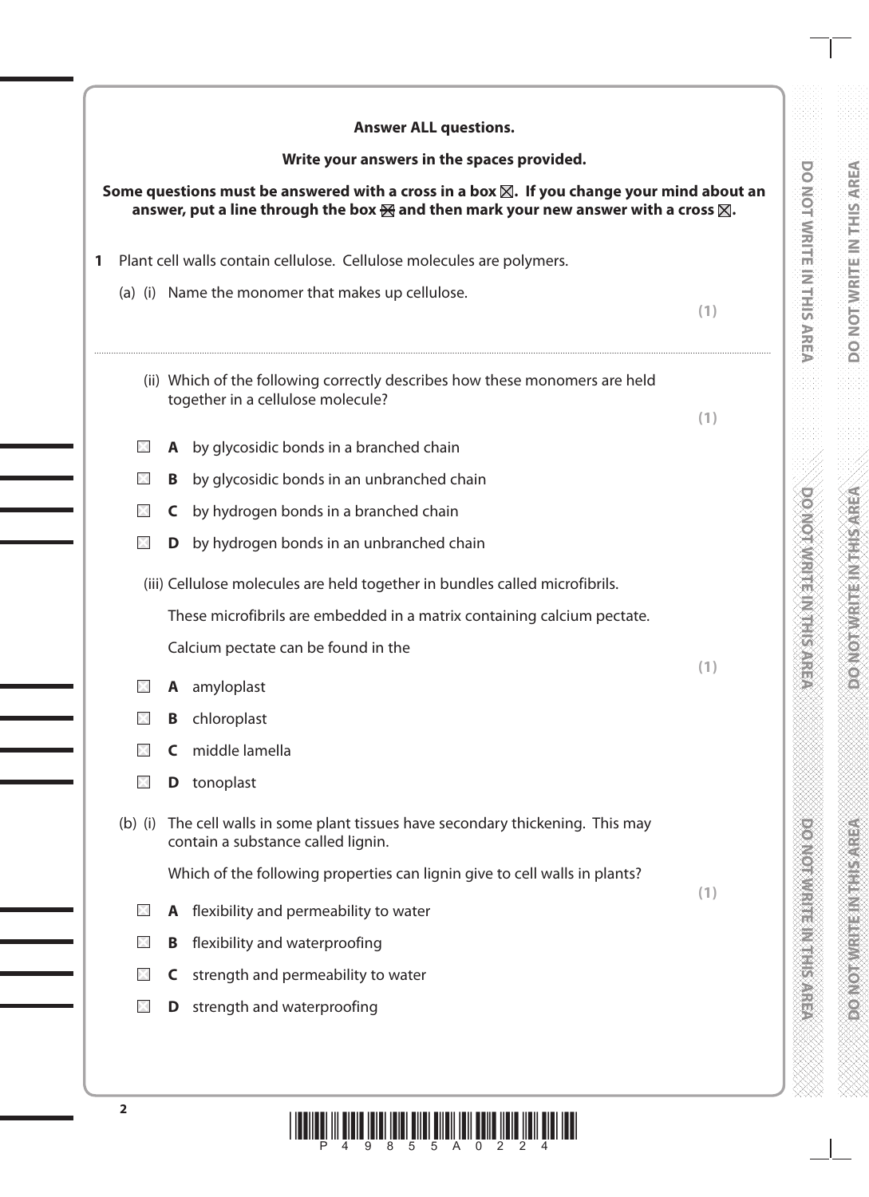**Answer ALL questions.**

**Write your answers in the spaces provided.**

**Some questions must be answered with a cross in a box ☒. If you change your mind about an answer, put a line through the box ☒ and then mark your new answer with a cross ☒.**

**1** Plant cell walls contain cellulose. Cellulose molecules are polymers.

(a) (i) Name the monomer that makes up cellulose.

**(1)**

..............................................................................................................................................

(ii) Which of the following correctly describes how these monomers are held together in a cellulose molecule?

**(1)**

☐ **A** by glycosidic bonds in a branched chain

☐ **B** by glycosidic bonds in an unbranched chain

☐ **C** by hydrogen bonds in a branched chain

☐ **D** by hydrogen bonds in an unbranched chain

(iii) Cellulose molecules are held together in bundles called microfibrils.

These microfibrils are embedded in a matrix containing calcium pectate.

Calcium pectate can be found in the

**(1)**

☐ **A** amyloplast

☐ **B** chloroplast

☐ **C** middle lamella

☐ **D** tonoplast

(b) (i) The cell walls in some plant tissues have secondary thickening. This may contain a substance called lignin.

Which of the following properties can lignin give to cell walls in plants?

**(1)**

☐ **A** flexibility and permeability to water

☐ **B** flexibility and waterproofing

☐ **C** strength and permeability to water

☐ **D** strength and waterproofing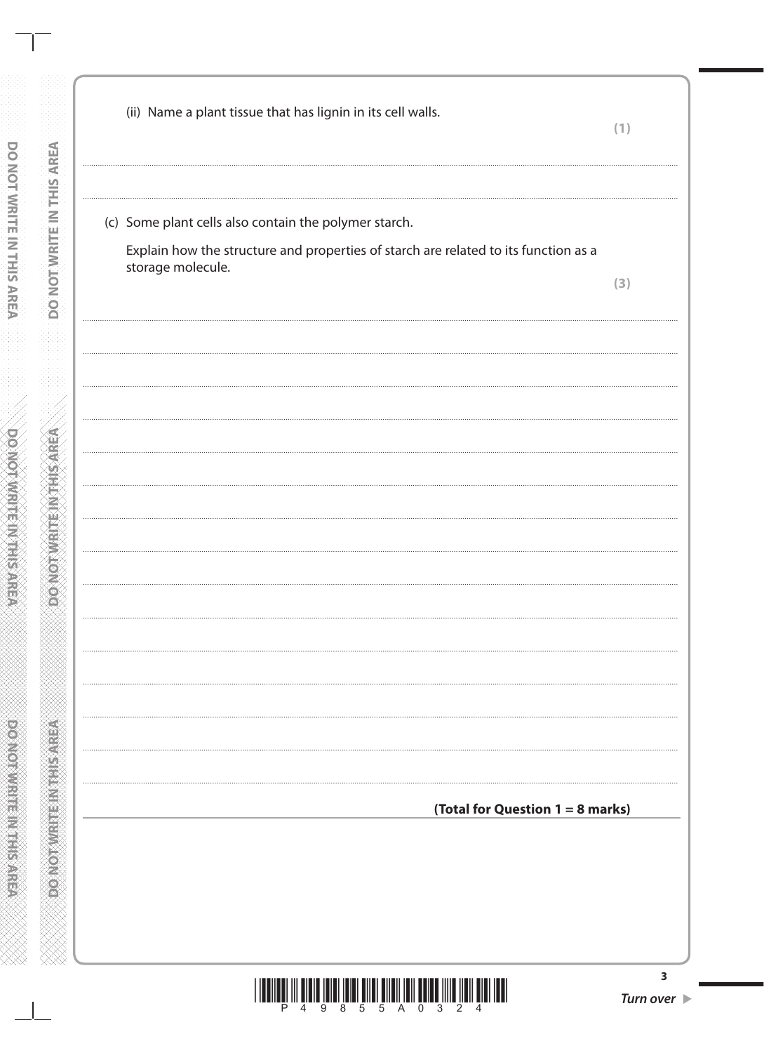(ii) Name a plant tissue that has lignin in its cell walls.

**(1)**

(c) Some plant cells also contain the polymer starch.

Explain how the structure and properties of starch are related to its function as a storage molecule.

**(3)**

**(Total for Question 1 = 8 marks)**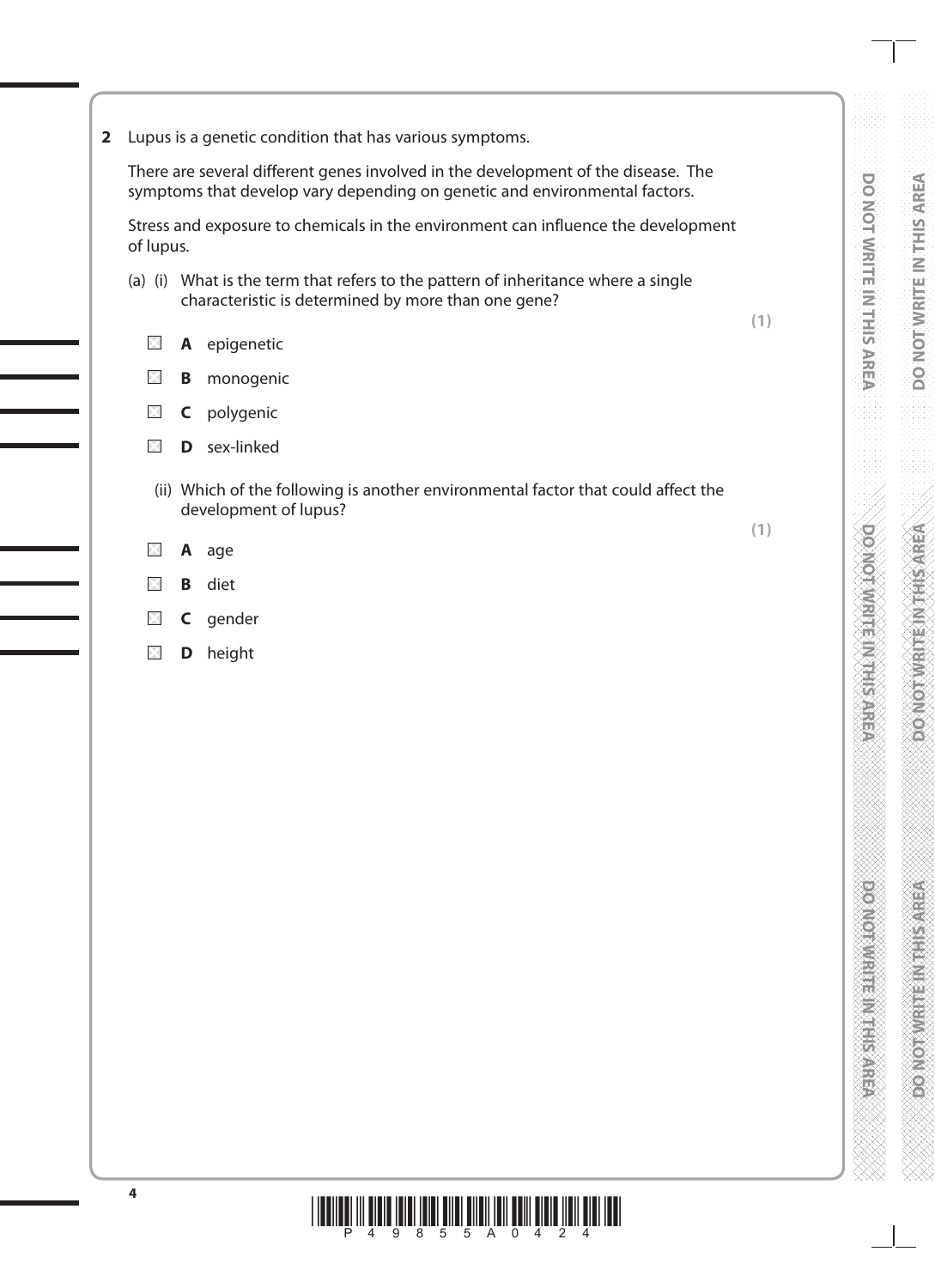**2** Lupus is a genetic condition that has various symptoms.

There are several different genes involved in the development of the disease. The symptoms that develop vary depending on genetic and environmental factors.

Stress and exposure to chemicals in the environment can influence the development of lupus.

(a) (i) What is the term that refers to the pattern of inheritance where a single characteristic is determined by more than one gene?

**(1)**

- ☒ **A** epigenetic
- ☒ **B** monogenic
- ☒ **C** polygenic
- ☒ **D** sex-linked

(ii) Which of the following is another environmental factor that could affect the development of lupus?

**(1)**

- ☒ **A** age
- ☒ **B** diet
- ☒ **C** gender
- ☒ **D** height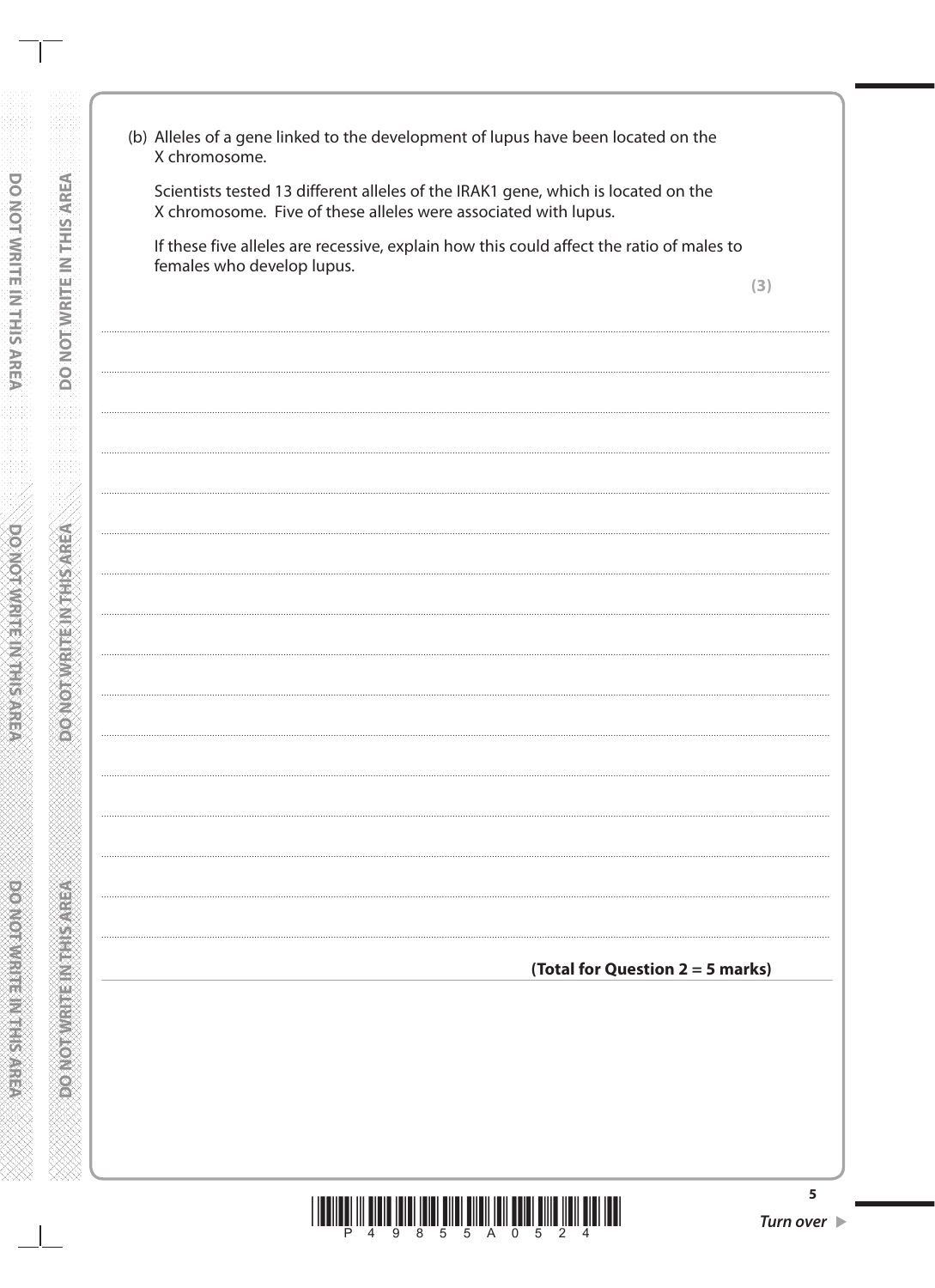(b) Alleles of a gene linked to the development of lupus have been located on the X chromosome.

Scientists tested 13 different alleles of the IRAK1 gene, which is located on the X chromosome. Five of these alleles were associated with lupus.

If these five alleles are recessive, explain how this could affect the ratio of males to females who develop lupus.

**(3)**

**(Total for Question 2 = 5 marks)**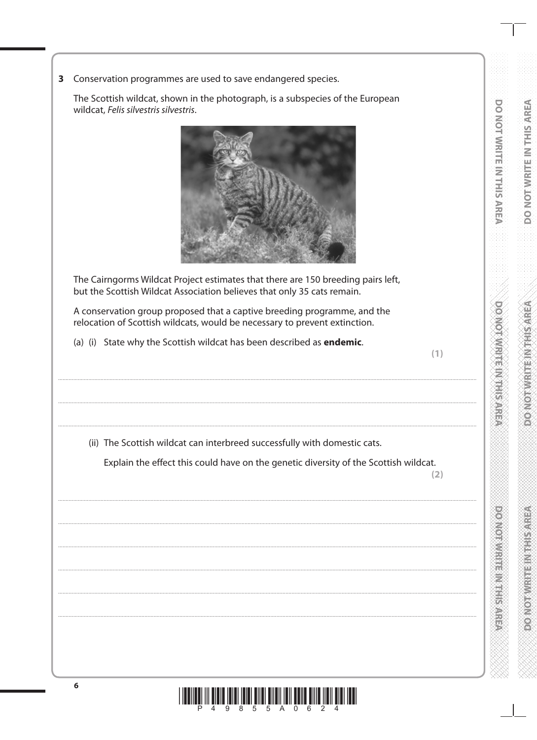**3** Conservation programmes are used to save endangered species.

The Scottish wildcat, shown in the photograph, is a subspecies of the European wildcat, *Felis silvestris silvestris*.

The Cairngorms Wildcat Project estimates that there are 150 breeding pairs left, but the Scottish Wildcat Association believes that only 35 cats remain.

A conservation group proposed that a captive breeding programme, and the relocation of Scottish wildcats, would be necessary to prevent extinction.

(a) (i) State why the Scottish wildcat has been described as **endemic**.

**(1)**

....................................................................................................................................................................................

....................................................................................................................................................................................

(ii) The Scottish wildcat can interbreed successfully with domestic cats.

Explain the effect this could have on the genetic diversity of the Scottish wildcat.

**(2)**

....................................................................................................................................................................................

....................................................................................................................................................................................

....................................................................................................................................................................................

....................................................................................................................................................................................

....................................................................................................................................................................................

....................................................................................................................................................................................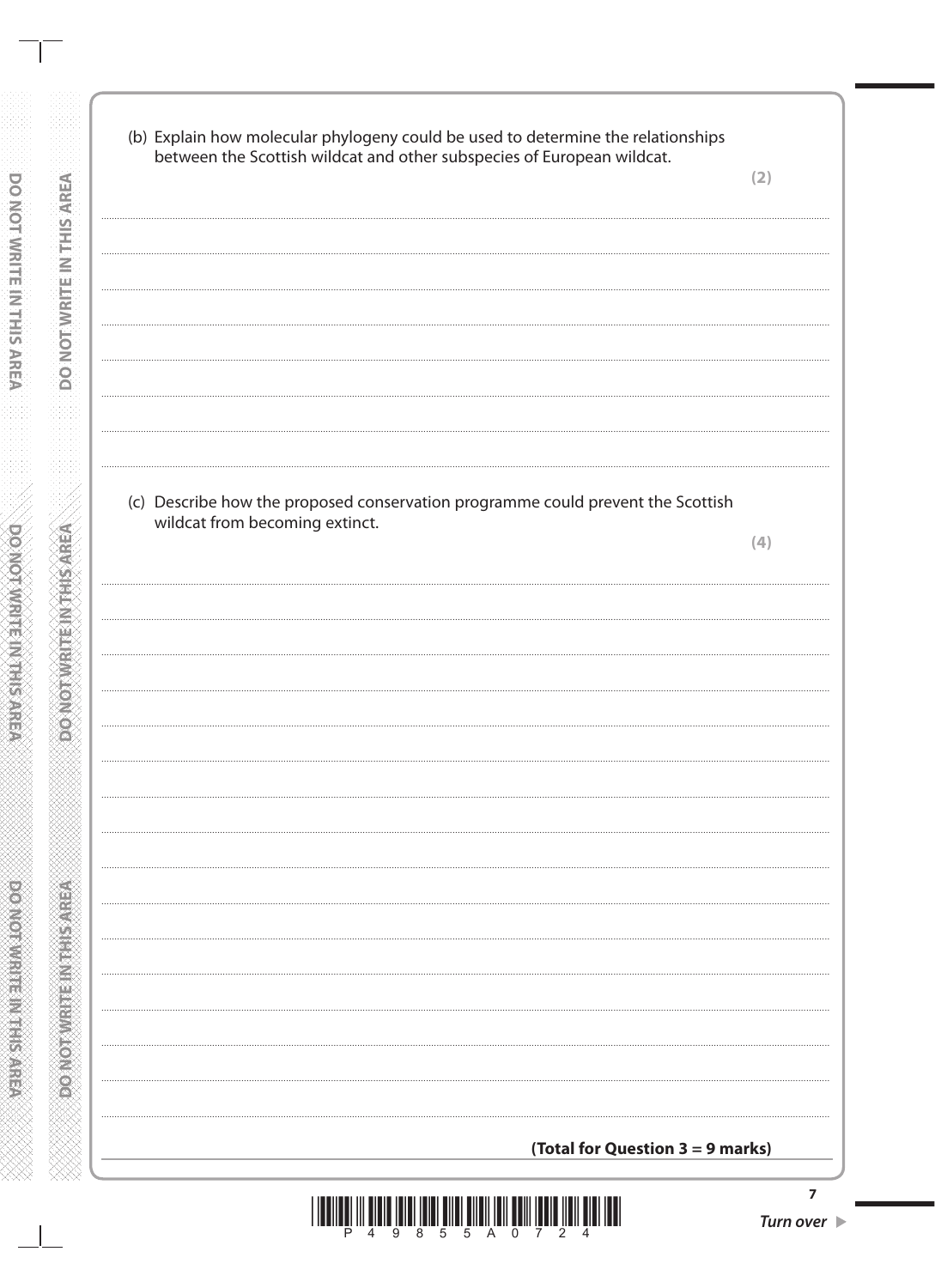(b) Explain how molecular phylogeny could be used to determine the relationships between the Scottish wildcat and other subspecies of European wildcat.

**(2)**

(c) Describe how the proposed conservation programme could prevent the Scottish wildcat from becoming extinct.

**(4)**

**(Total for Question 3 = 9 marks)**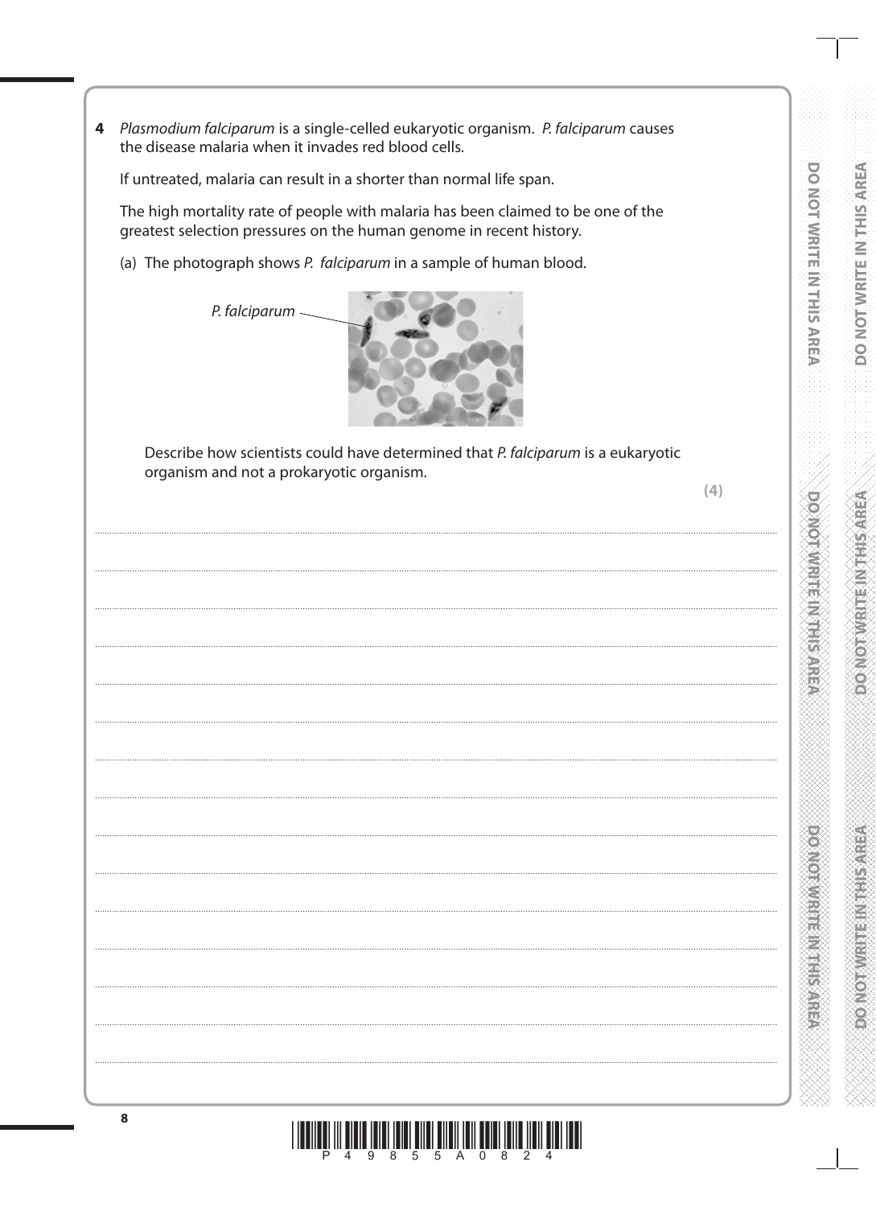**4** *Plasmodium falciparum* is a single-celled eukaryotic organism. *P. falciparum* causes the disease malaria when it invades red blood cells.

If untreated, malaria can result in a shorter than normal life span.

The high mortality rate of people with malaria has been claimed to be one of the greatest selection pressures on the human genome in recent history.

(a) The photograph shows *P. falciparum* in a sample of human blood.

*P. falciparum*

Describe how scientists could have determined that *P. falciparum* is a eukaryotic organism and not a prokaryotic organism.

**(4)**

....................................................................................................................................................

....................................................................................................................................................

....................................................................................................................................................

....................................................................................................................................................

....................................................................................................................................................

....................................................................................................................................................

....................................................................................................................................................

....................................................................................................................................................

....................................................................................................................................................

....................................................................................................................................................

....................................................................................................................................................

....................................................................................................................................................

....................................................................................................................................................

....................................................................................................................................................

....................................................................................................................................................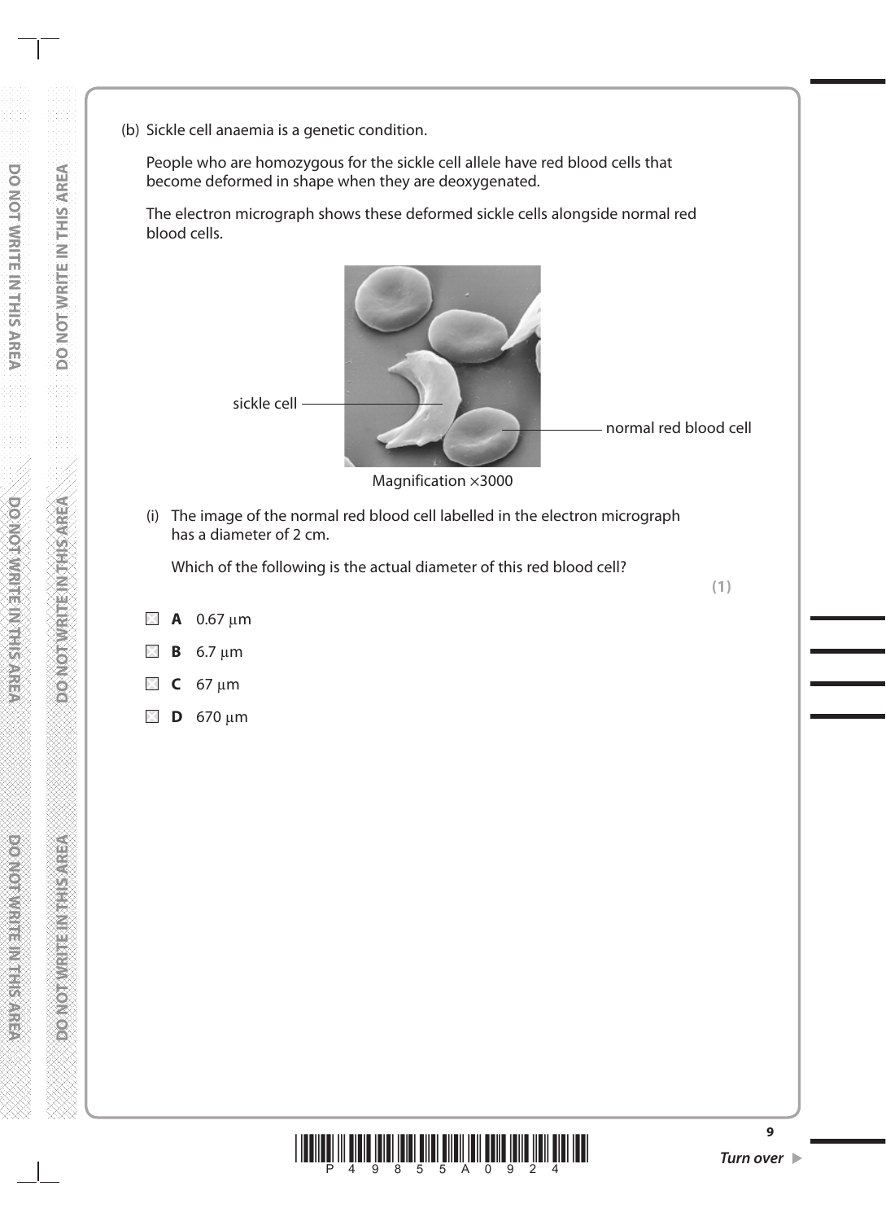(b) Sickle cell anaemia is a genetic condition.

People who are homozygous for the sickle cell allele have red blood cells that become deformed in shape when they are deoxygenated.

The electron micrograph shows these deformed sickle cells alongside normal red blood cells.

sickle cell

normal red blood cell

Magnification ×3000

(i) The image of the normal red blood cell labelled in the electron micrograph has a diameter of 2 cm.

Which of the following is the actual diameter of this red blood cell?

**(1)**

☒ **A** 0.67 μm

☒ **B** 6.7 μm

☒ **C** 67 μm

☒ **D** 670 μm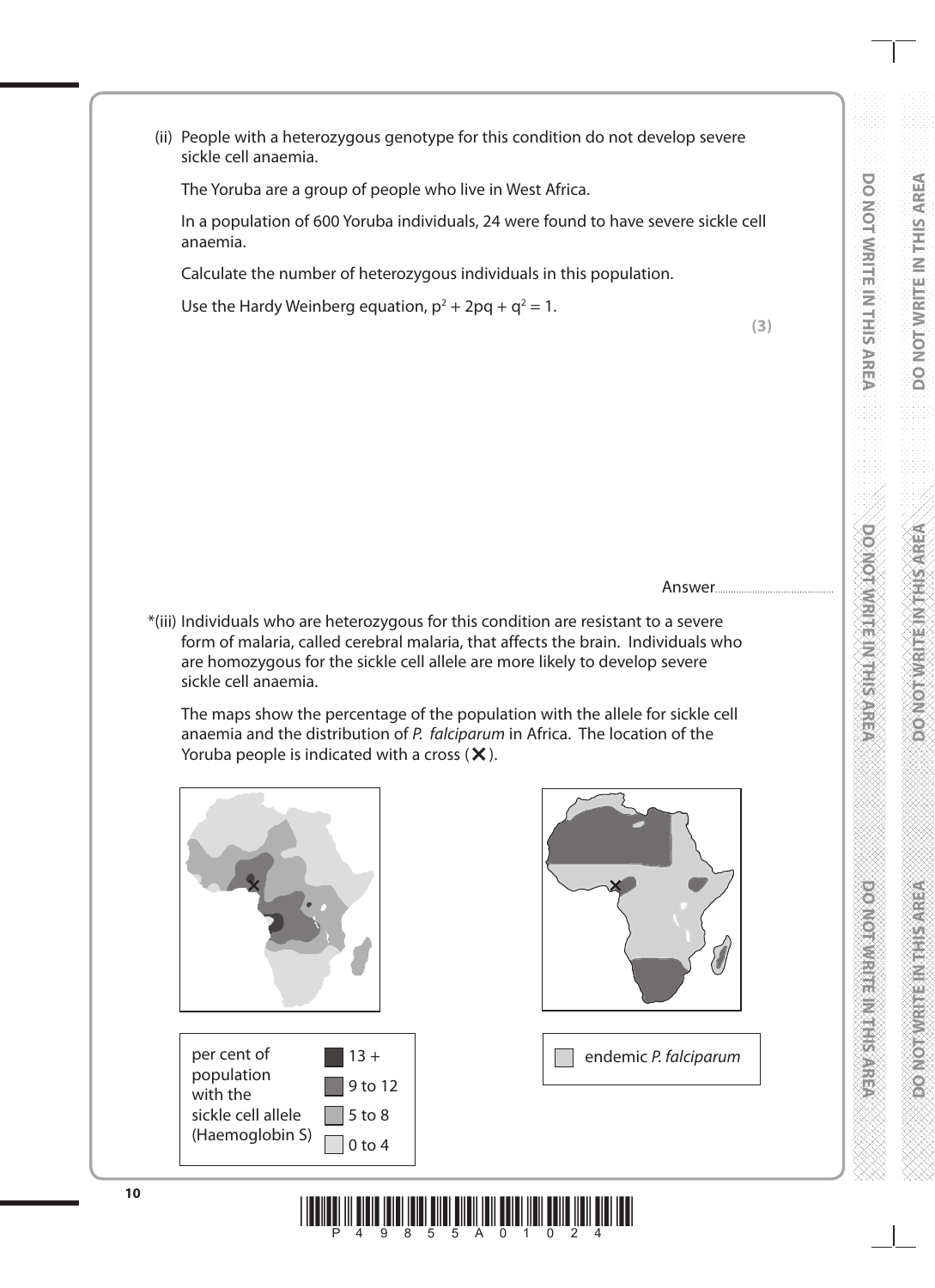(ii) People with a heterozygous genotype for this condition do not develop severe sickle cell anaemia.

The Yoruba are a group of people who live in West Africa.

In a population of 600 Yoruba individuals, 24 were found to have severe sickle cell anaemia.

Calculate the number of heterozygous individuals in this population.

Use the Hardy Weinberg equation, $p^2 + 2pq + q^2 = 1$.

**(3)**

Answer..............................................

*(iii) Individuals who are heterozygous for this condition are resistant to a severe form of malaria, called cerebral malaria, that affects the brain. Individuals who are homozygous for the sickle cell allele are more likely to develop severe sickle cell anaemia.

The maps show the percentage of the population with the allele for sickle cell anaemia and the distribution of *P. falciparum* in Africa. The location of the Yoruba people is indicated with a cross (✕).

| per cent of population with the sickle cell allele (Haemoglobin S) | |
|---|---|
| | 13 + |
| | 9 to 12 |
| | 5 to 8 |
| | 0 to 4 |

endemic *P. falciparum*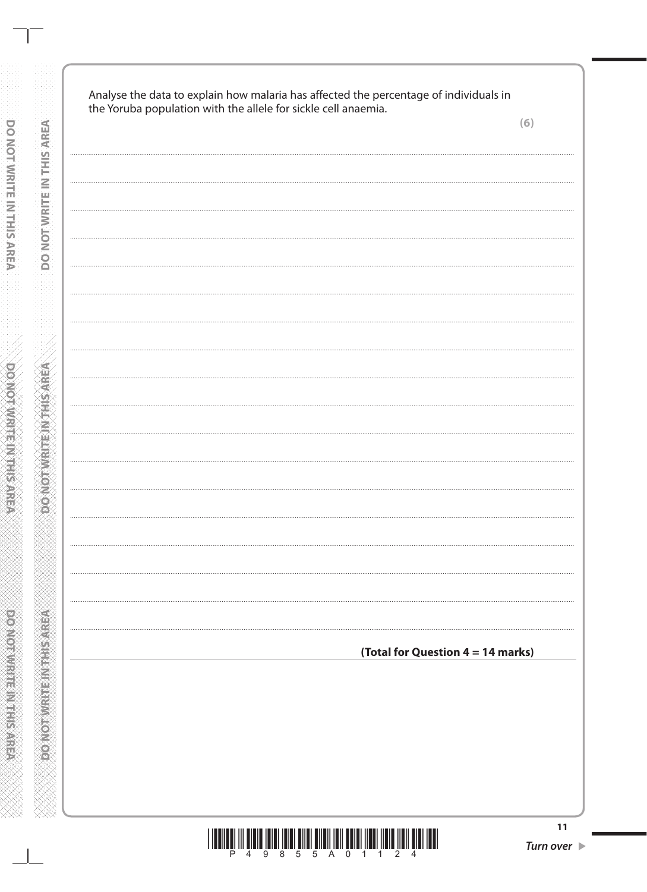Analyse the data to explain how malaria has affected the percentage of individuals in the Yoruba population with the allele for sickle cell anaemia.

**(6)**

**(Total for Question 4 = 14 marks)**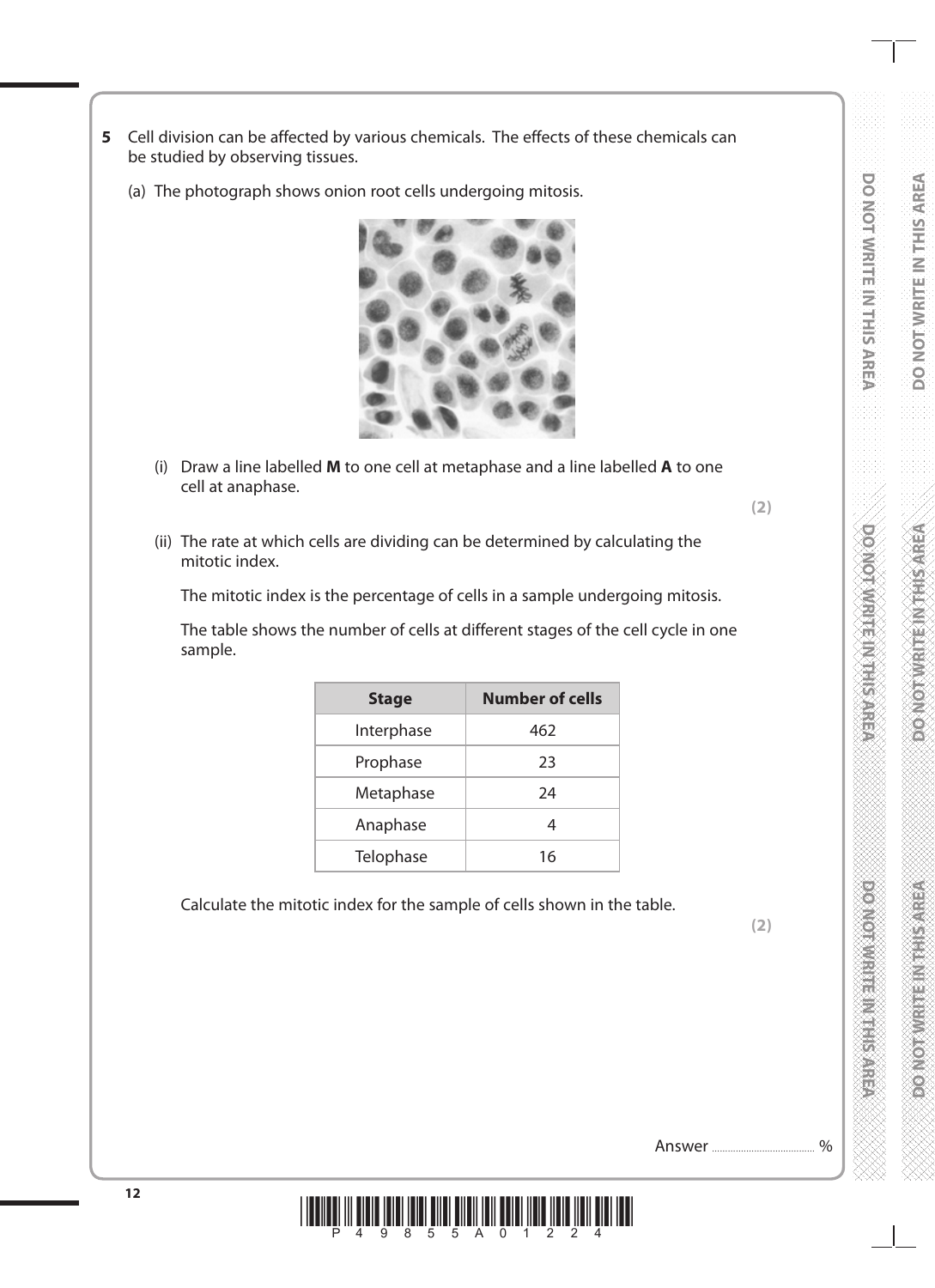**5** Cell division can be affected by various chemicals. The effects of these chemicals can be studied by observing tissues.

(a) The photograph shows onion root cells undergoing mitosis.

(i) Draw a line labelled **M** to one cell at metaphase and a line labelled **A** to one cell at anaphase.

**(2)**

(ii) The rate at which cells are dividing can be determined by calculating the mitotic index.

The mitotic index is the percentage of cells in a sample undergoing mitosis.

The table shows the number of cells at different stages of the cell cycle in one sample.

| Stage | Number of cells |
| --- | --- |
| Interphase | 462 |
| Prophase | 23 |
| Metaphase | 24 |
| Anaphase | 4 |
| Telophase | 16 |

Calculate the mitotic index for the sample of cells shown in the table.

**(2)**

Answer ........................................ %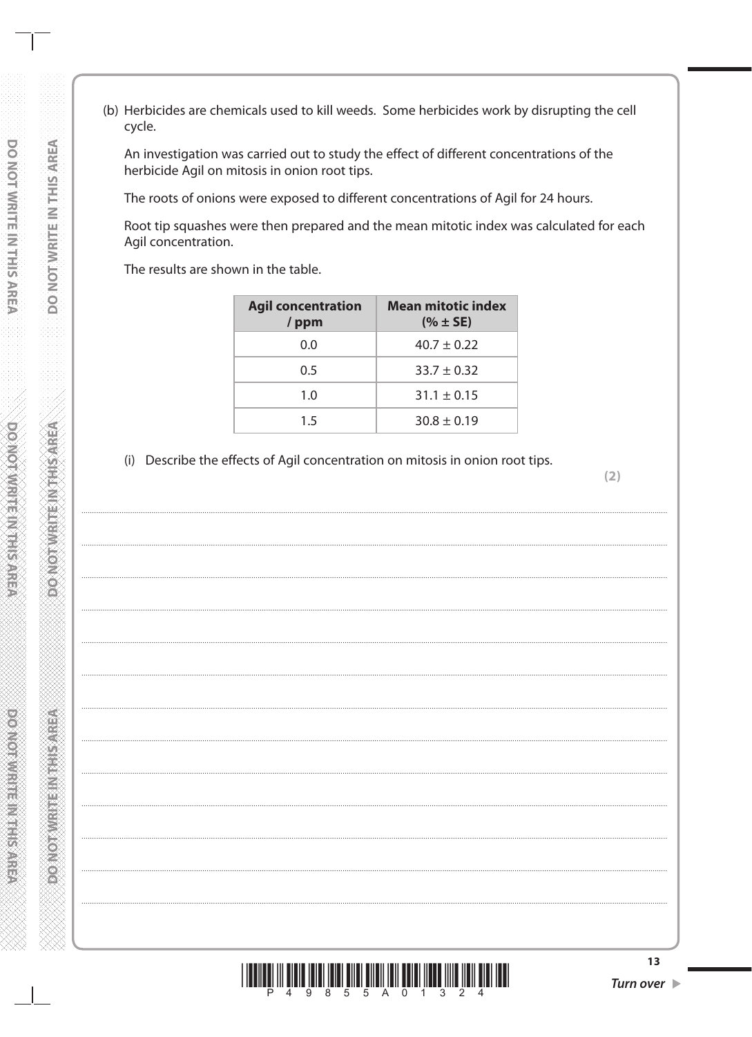(b) Herbicides are chemicals used to kill weeds. Some herbicides work by disrupting the cell cycle.

An investigation was carried out to study the effect of different concentrations of the herbicide Agil on mitosis in onion root tips.

The roots of onions were exposed to different concentrations of Agil for 24 hours.

Root tip squashes were then prepared and the mean mitotic index was calculated for each Agil concentration.

The results are shown in the table.

| Agil concentration / ppm | Mean mitotic index (% ± SE) |
|---|---|
| 0.0 | 40.7 ± 0.22 |
| 0.5 | 33.7 ± 0.32 |
| 1.0 | 31.1 ± 0.15 |
| 1.5 | 30.8 ± 0.19 |

(i) Describe the effects of Agil concentration on mitosis in onion root tips.

**(2)**

....................................................................................................................................................

....................................................................................................................................................

....................................................................................................................................................

....................................................................................................................................................

....................................................................................................................................................

....................................................................................................................................................

....................................................................................................................................................

....................................................................................................................................................

....................................................................................................................................................

....................................................................................................................................................

....................................................................................................................................................

....................................................................................................................................................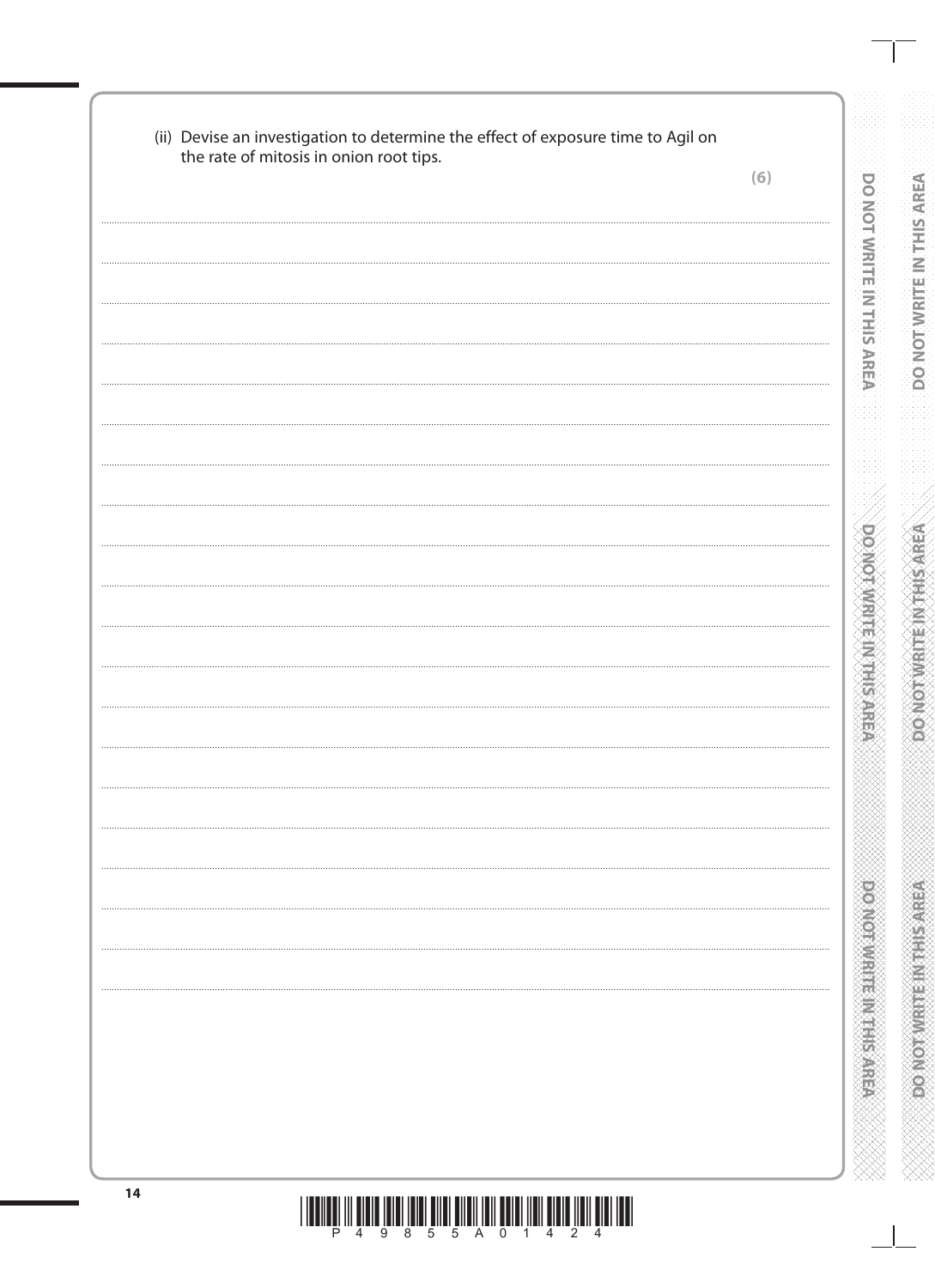(ii) Devise an investigation to determine the effect of exposure time to Agil on the rate of mitosis in onion root tips.

**(6)**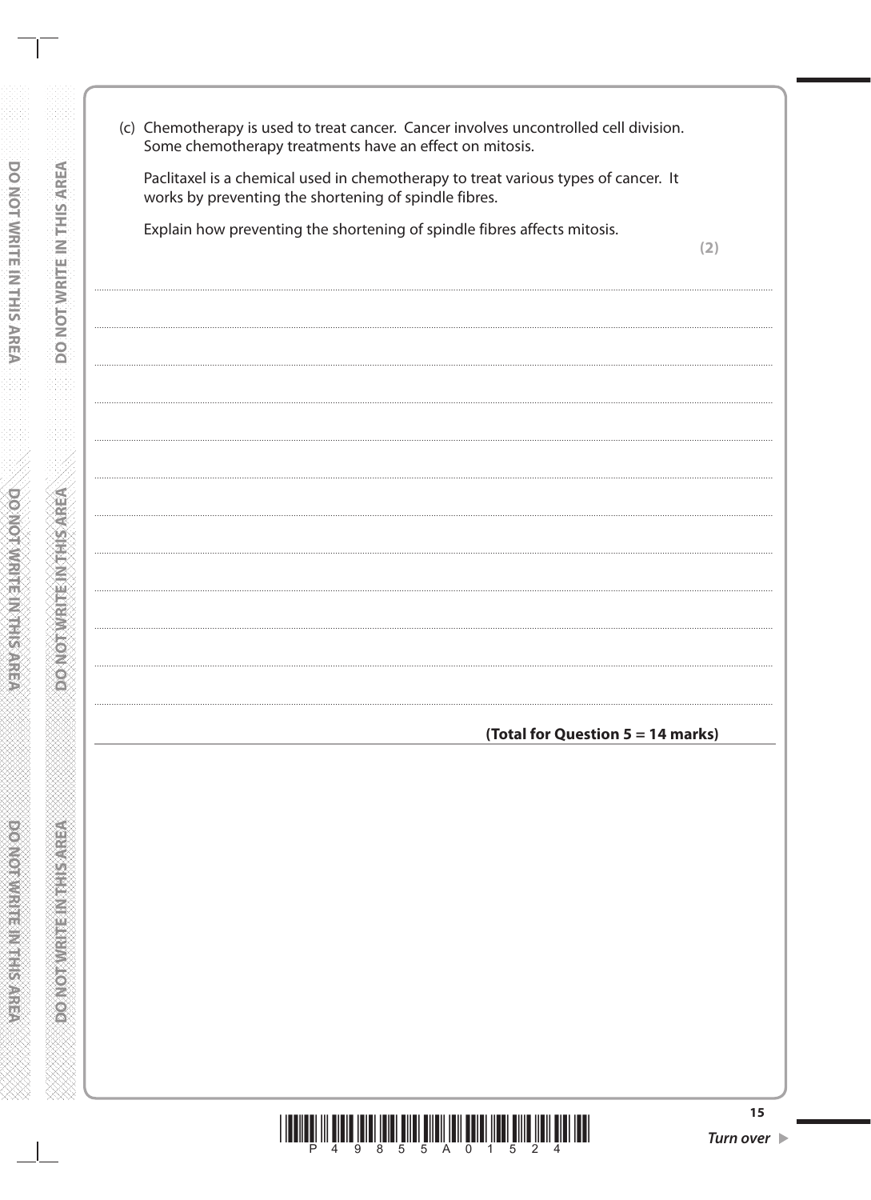(c) Chemotherapy is used to treat cancer. Cancer involves uncontrolled cell division. Some chemotherapy treatments have an effect on mitosis.

Paclitaxel is a chemical used in chemotherapy to treat various types of cancer. It works by preventing the shortening of spindle fibres.

Explain how preventing the shortening of spindle fibres affects mitosis.

**(2)**

..................................................................................................................................................

..................................................................................................................................................

..................................................................................................................................................

..................................................................................................................................................

..................................................................................................................................................

..................................................................................................................................................

..................................................................................................................................................

..................................................................................................................................................

..................................................................................................................................................

..................................................................................................................................................

..................................................................................................................................................

..................................................................................................................................................

**(Total for Question 5 = 14 marks)**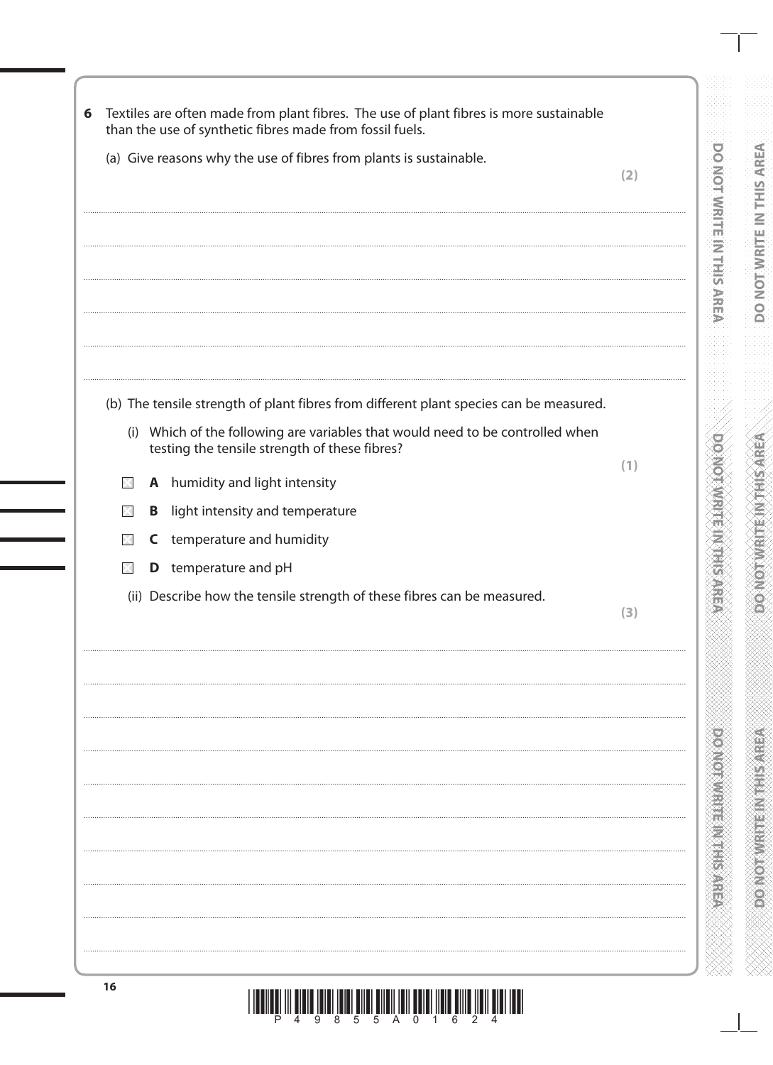**6** Textiles are often made from plant fibres. The use of plant fibres is more sustainable than the use of synthetic fibres made from fossil fuels.

(a) Give reasons why the use of fibres from plants is sustainable. **(2)**

..............................................................................................................................................

..............................................................................................................................................

..............................................................................................................................................

..............................................................................................................................................

..............................................................................................................................................

(b) The tensile strength of plant fibres from different plant species can be measured.

(i) Which of the following are variables that would need to be controlled when testing the tensile strength of these fibres? **(1)**

☐ **A** humidity and light intensity

☐ **B** light intensity and temperature

☐ **C** temperature and humidity

☐ **D** temperature and pH

(ii) Describe how the tensile strength of these fibres can be measured. **(3)**

..............................................................................................................................................

..............................................................................................................................................

..............................................................................................................................................

..............................................................................................................................................

..............................................................................................................................................

..............................................................................................................................................

..............................................................................................................................................

..............................................................................................................................................

..............................................................................................................................................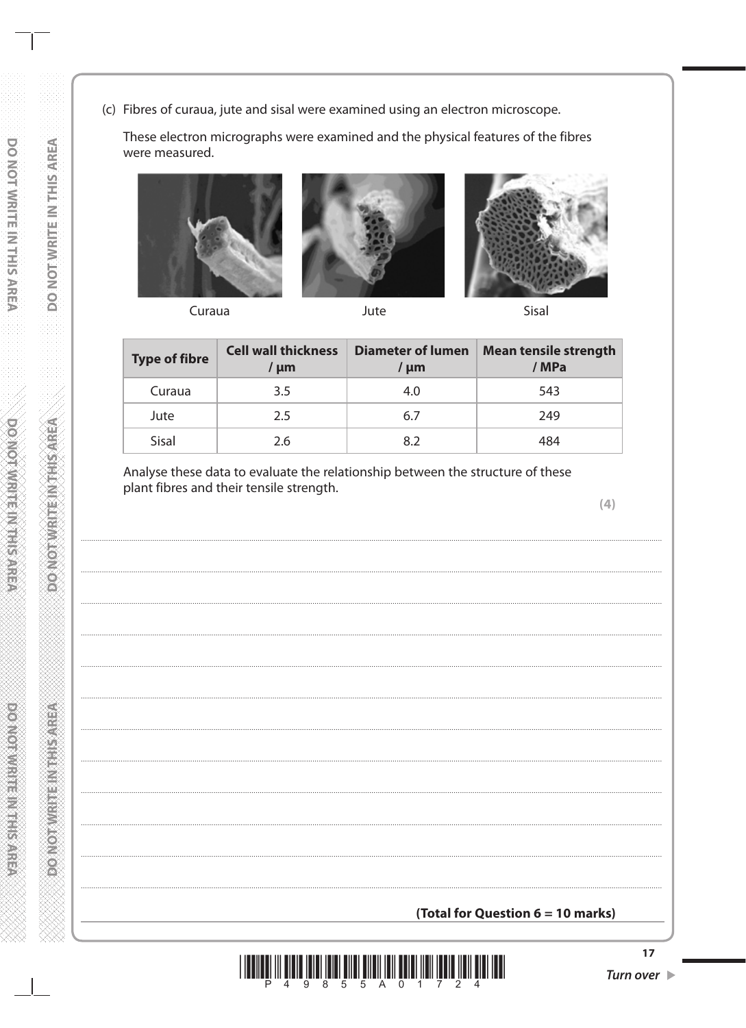(c) Fibres of curaua, jute and sisal were examined using an electron microscope.

These electron micrographs were examined and the physical features of the fibres were measured.

Curaua &emsp;&emsp;&emsp;&emsp; Jute &emsp;&emsp;&emsp;&emsp; Sisal

| Type of fibre | Cell wall thickness / µm | Diameter of lumen / µm | Mean tensile strength / MPa |
|---|---|---|---|
| Curaua | 3.5 | 4.0 | 543 |
| Jute | 2.5 | 6.7 | 249 |
| Sisal | 2.6 | 8.2 | 484 |

Analyse these data to evaluate the relationship between the structure of these plant fibres and their tensile strength.

**(4)**

.......................................................................................................................................................................................

.......................................................................................................................................................................................

.......................................................................................................................................................................................

.......................................................................................................................................................................................

.......................................................................................................................................................................................

.......................................................................................................................................................................................

.......................................................................................................................................................................................

.......................................................................................................................................................................................

.......................................................................................................................................................................................

.......................................................................................................................................................................................

.......................................................................................................................................................................................

.......................................................................................................................................................................................

**(Total for Question 6 = 10 marks)**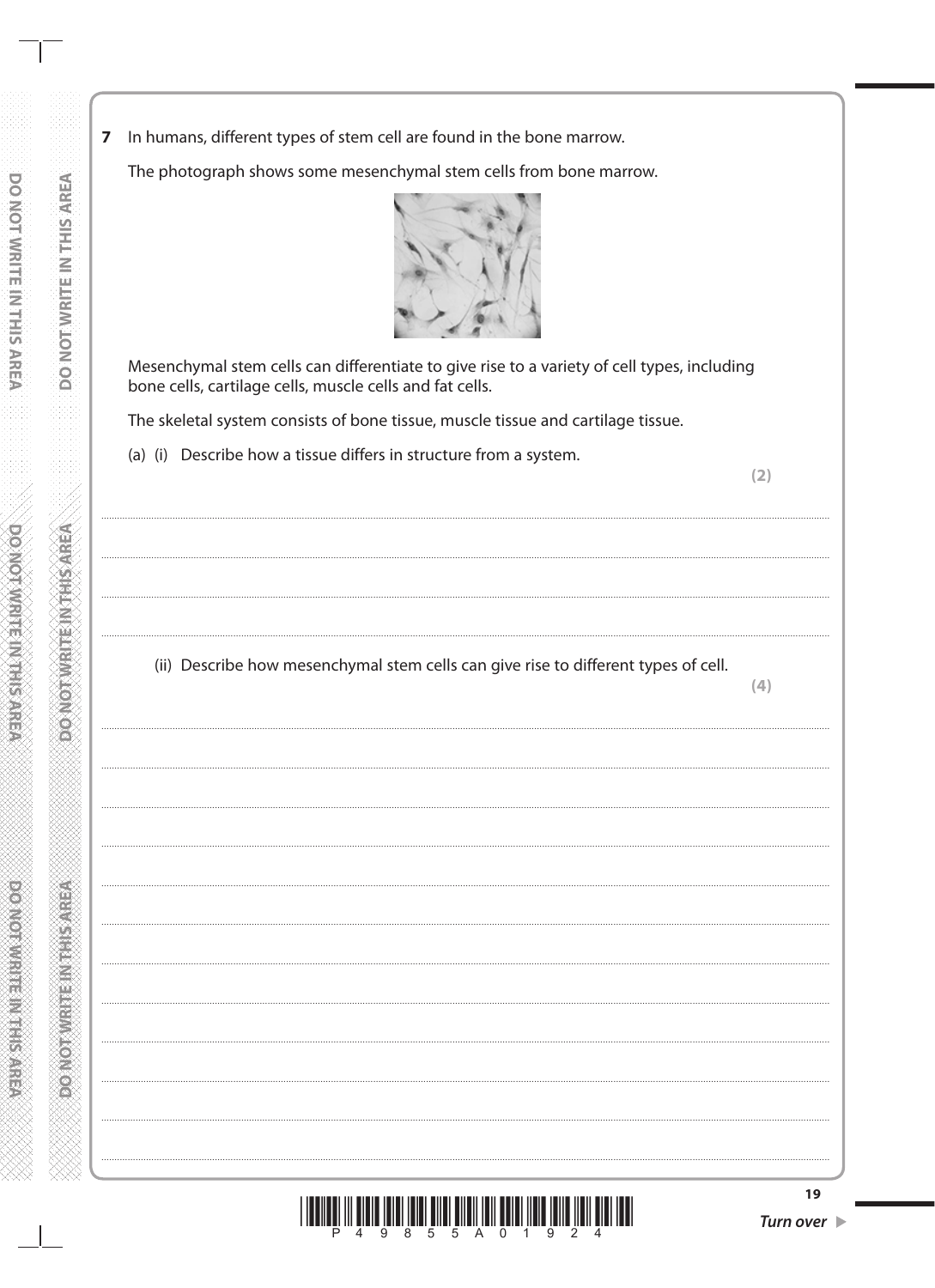**7** In humans, different types of stem cell are found in the bone marrow.

The photograph shows some mesenchymal stem cells from bone marrow.

Mesenchymal stem cells can differentiate to give rise to a variety of cell types, including bone cells, cartilage cells, muscle cells and fat cells.

The skeletal system consists of bone tissue, muscle tissue and cartilage tissue.

(a) (i) Describe how a tissue differs in structure from a system.

**(2)**

.................................................................................................................................................

.................................................................................................................................................

.................................................................................................................................................

(ii) Describe how mesenchymal stem cells can give rise to different types of cell.

**(4)**

.................................................................................................................................................

.................................................................................................................................................

.................................................................................................................................................

.................................................................................................................................................

.................................................................................................................................................

.................................................................................................................................................

.................................................................................................................................................

.................................................................................................................................................

.................................................................................................................................................

.................................................................................................................................................

.................................................................................................................................................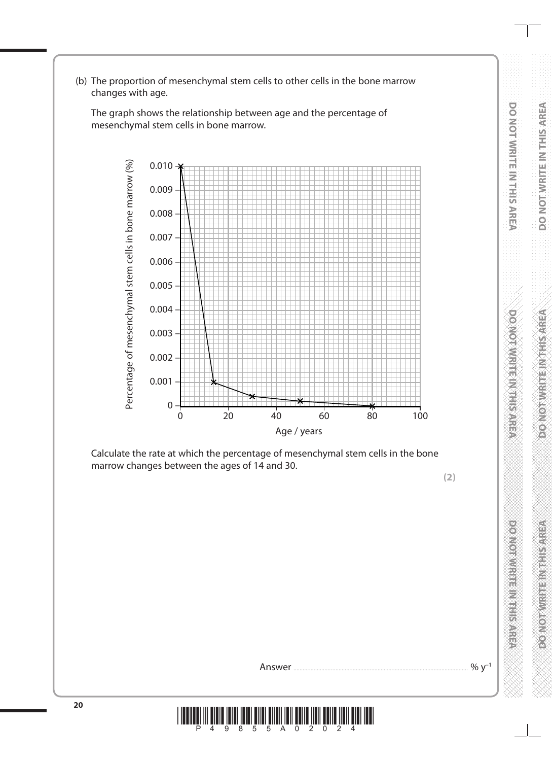(b) The proportion of mesenchymal stem cells to other cells in the bone marrow changes with age.

The graph shows the relationship between age and the percentage of mesenchymal stem cells in bone marrow.

Percentage of mesenchymal stem cells in bone marrow (%)

Age / years

Calculate the rate at which the percentage of mesenchymal stem cells in the bone marrow changes between the ages of 14 and 30.

**(2)**

Answer ........................................................................ % $y^{-1}$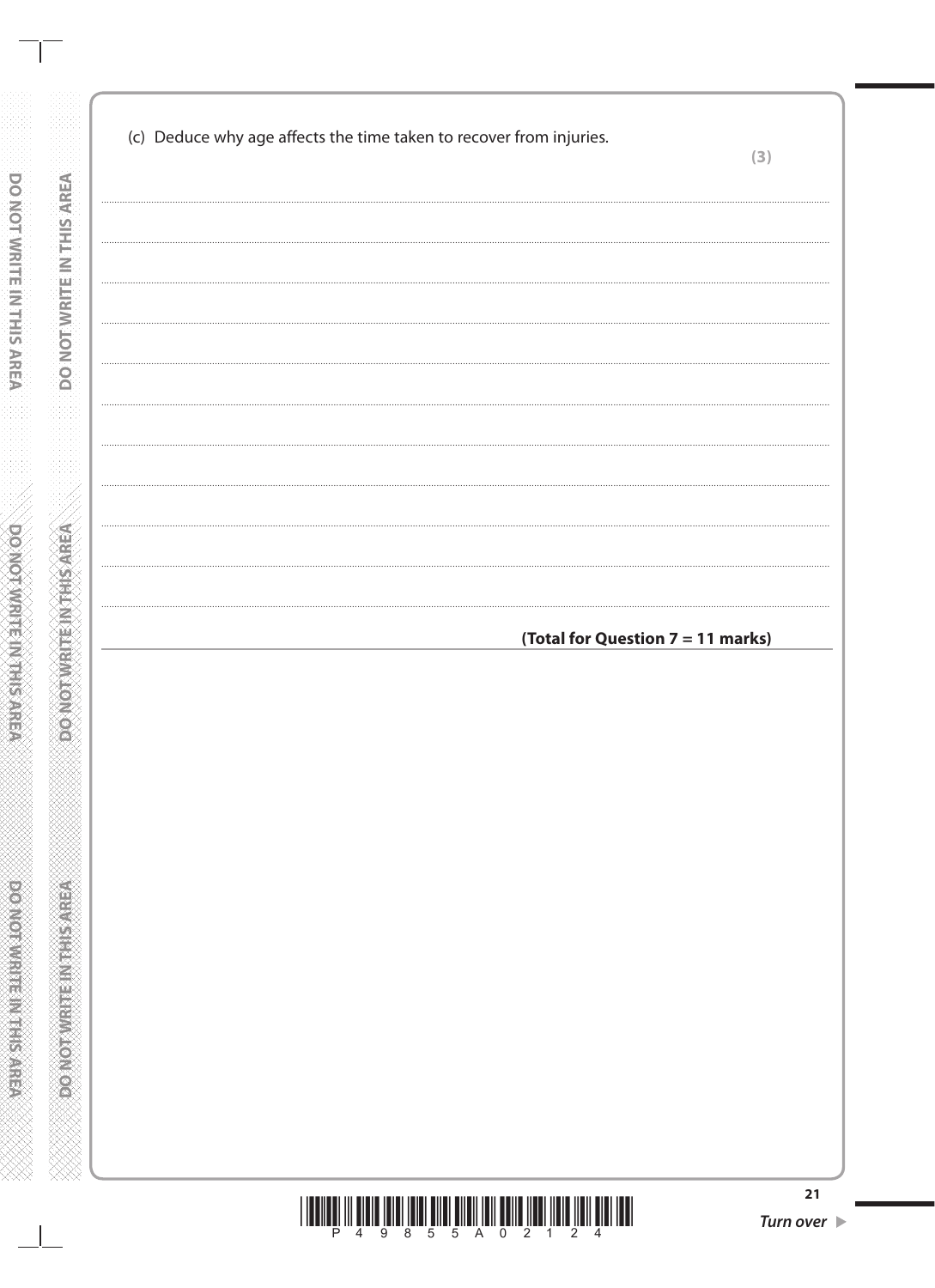(c) Deduce why age affects the time taken to recover from injuries.

**(3)**

..............................................................................................................................................

..............................................................................................................................................

..............................................................................................................................................

..............................................................................................................................................

..............................................................................................................................................

..............................................................................................................................................

..............................................................................................................................................

..............................................................................................................................................

..............................................................................................................................................

..............................................................................................................................................

**(Total for Question 7 = 11 marks)**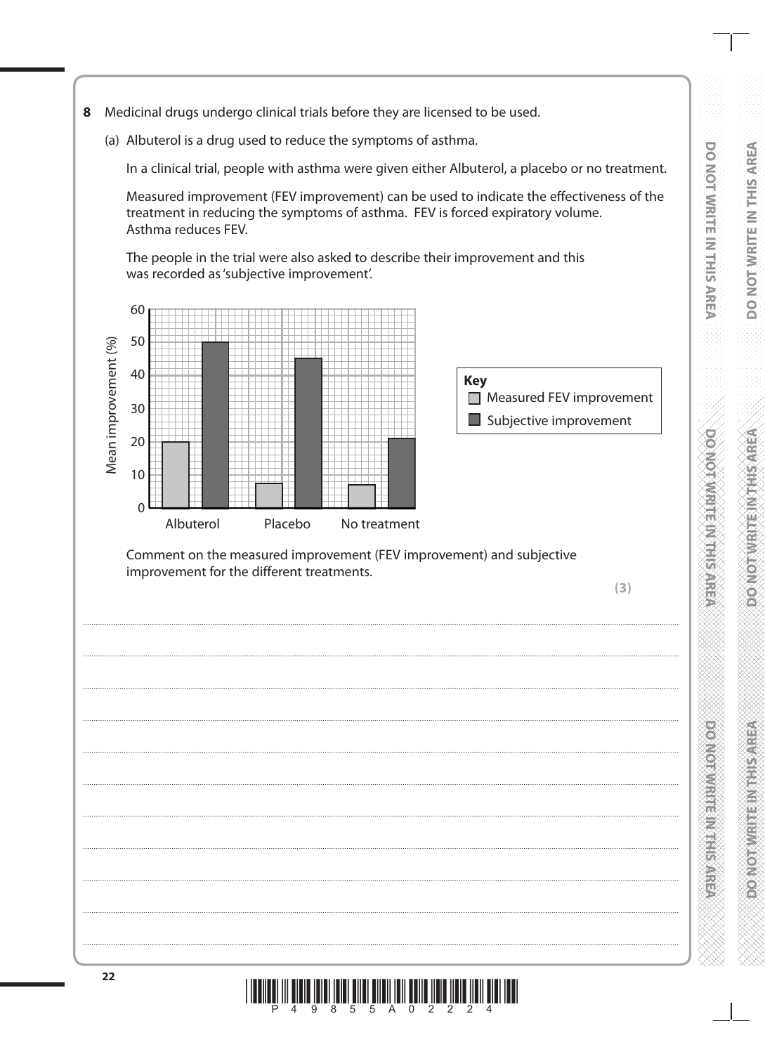**8** Medicinal drugs undergo clinical trials before they are licensed to be used.

(a) Albuterol is a drug used to reduce the symptoms of asthma.

In a clinical trial, people with asthma were given either Albuterol, a placebo or no treatment.

Measured improvement (FEV improvement) can be used to indicate the effectiveness of the treatment in reducing the symptoms of asthma. FEV is forced expiratory volume. Asthma reduces FEV.

The people in the trial were also asked to describe their improvement and this was recorded as 'subjective improvement'.

Mean improvement (%)

| | Measured FEV improvement | Subjective improvement |
|---|---|---|
| Albuterol | 20 | 50 |
| Placebo | 7.5 | 45 |
| No treatment | 7 | 21 |

**Key**
- Measured FEV improvement
- Subjective improvement

Comment on the measured improvement (FEV improvement) and subjective improvement for the different treatments.

**(3)**

..........................................................................................................................................

..........................................................................................................................................

..........................................................................................................................................

..........................................................................................................................................

..........................................................................................................................................

..........................................................................................................................................

..........................................................................................................................................

..........................................................................................................................................

..........................................................................................................................................

..........................................................................................................................................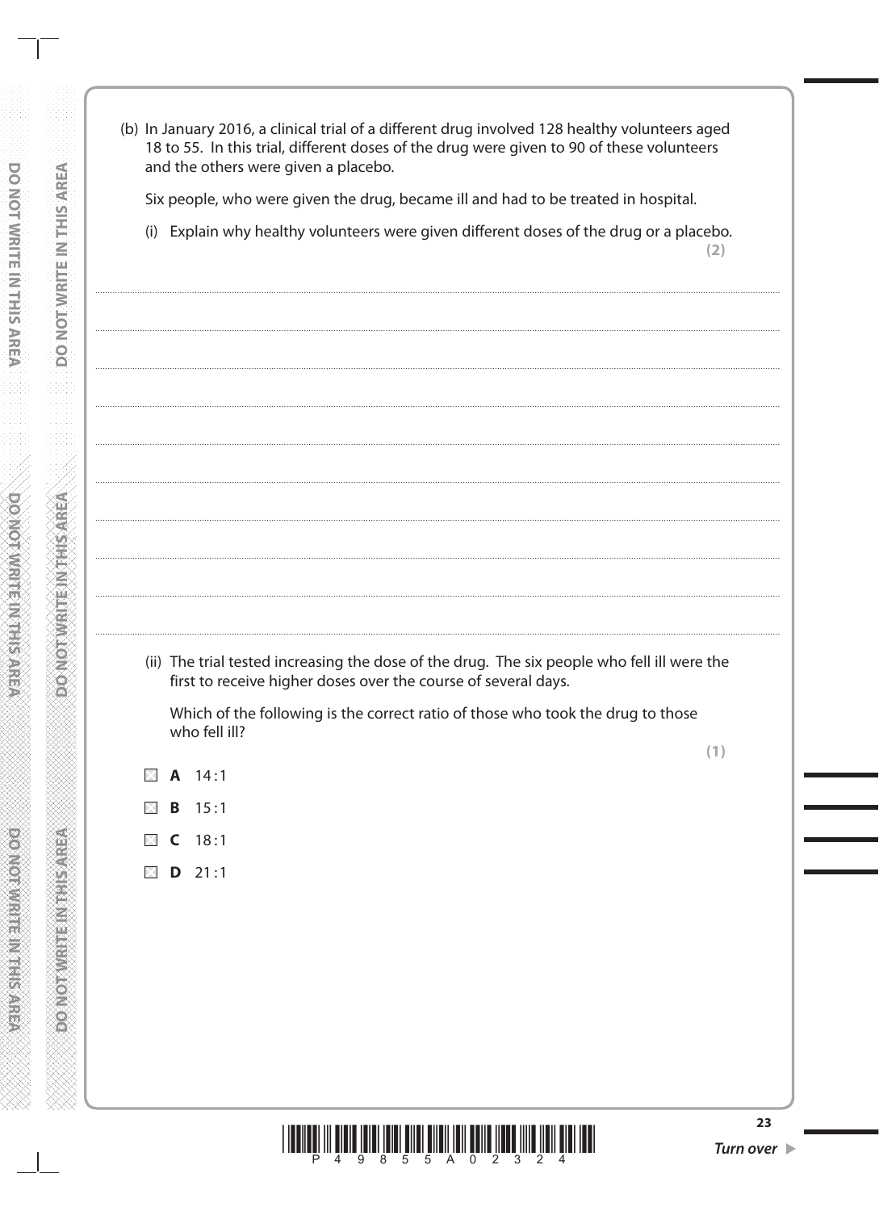(b) In January 2016, a clinical trial of a different drug involved 128 healthy volunteers aged 18 to 55. In this trial, different doses of the drug were given to 90 of these volunteers and the others were given a placebo.

Six people, who were given the drug, became ill and had to be treated in hospital.

(i) Explain why healthy volunteers were given different doses of the drug or a placebo.

**(2)**

.......................................................................................................................................................

.......................................................................................................................................................

.......................................................................................................................................................

.......................................................................................................................................................

.......................................................................................................................................................

.......................................................................................................................................................

.......................................................................................................................................................

.......................................................................................................................................................

.......................................................................................................................................................

.......................................................................................................................................................

(ii) The trial tested increasing the dose of the drug. The six people who fell ill were the first to receive higher doses over the course of several days.

Which of the following is the correct ratio of those who took the drug to those who fell ill?

**(1)**

- ☐ **A** 14 : 1
- ☐ **B** 15 : 1
- ☐ **C** 18 : 1
- ☐ **D** 21 : 1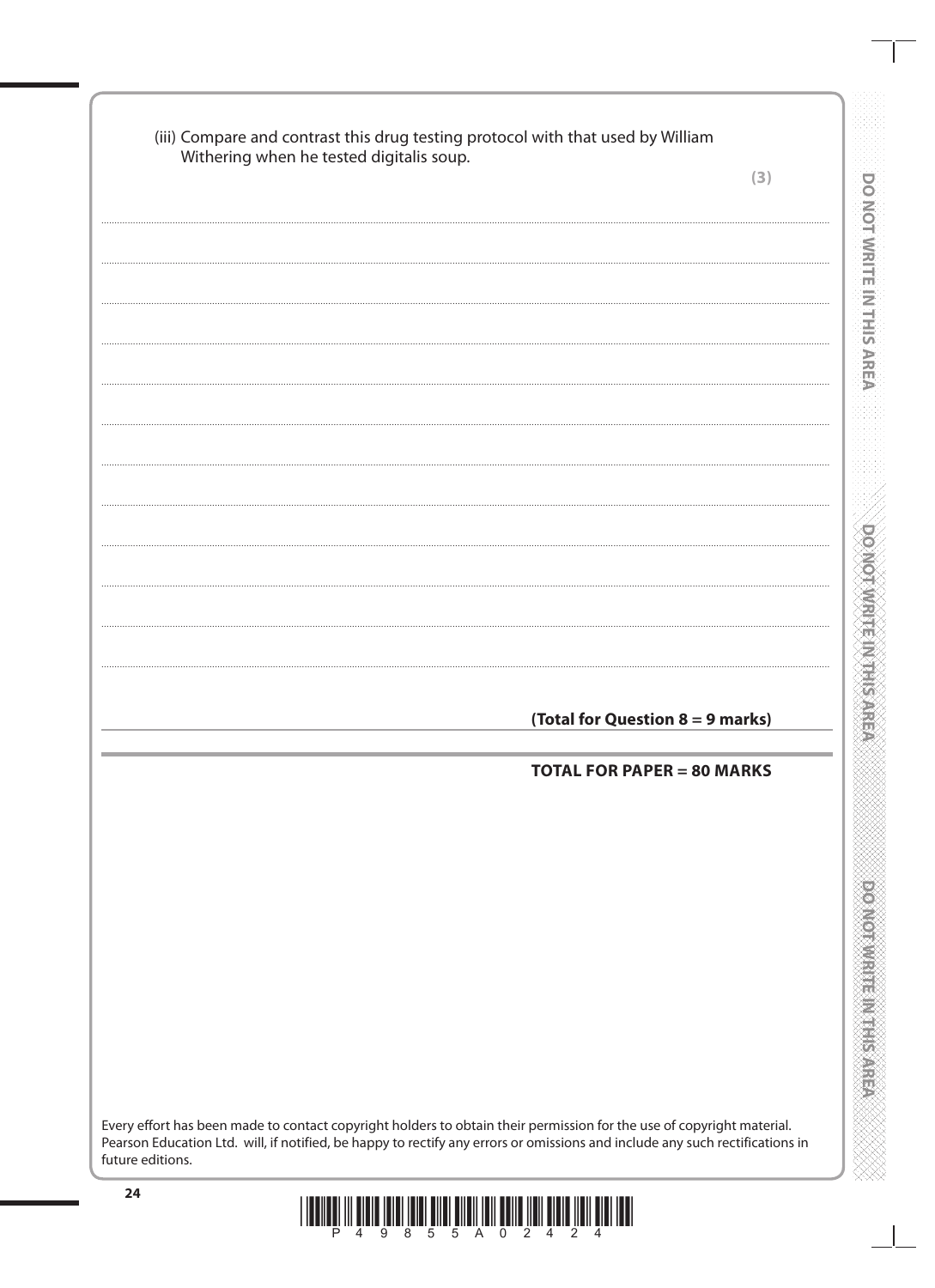(iii) Compare and contrast this drug testing protocol with that used by William Withering when he tested digitalis soup.

**(3)**

..............................................................................................................................................

..............................................................................................................................................

..............................................................................................................................................

..............................................................................................................................................

..............................................................................................................................................

..............................................................................................................................................

..............................................................................................................................................

..............................................................................................................................................

..............................................................................................................................................

..............................................................................................................................................

**(Total for Question 8 = 9 marks)**

**TOTAL FOR PAPER = 80 MARKS**

Every effort has been made to contact copyright holders to obtain their permission for the use of copyright material. Pearson Education Ltd. will, if notified, be happy to rectify any errors or omissions and include any such rectifications in future editions.